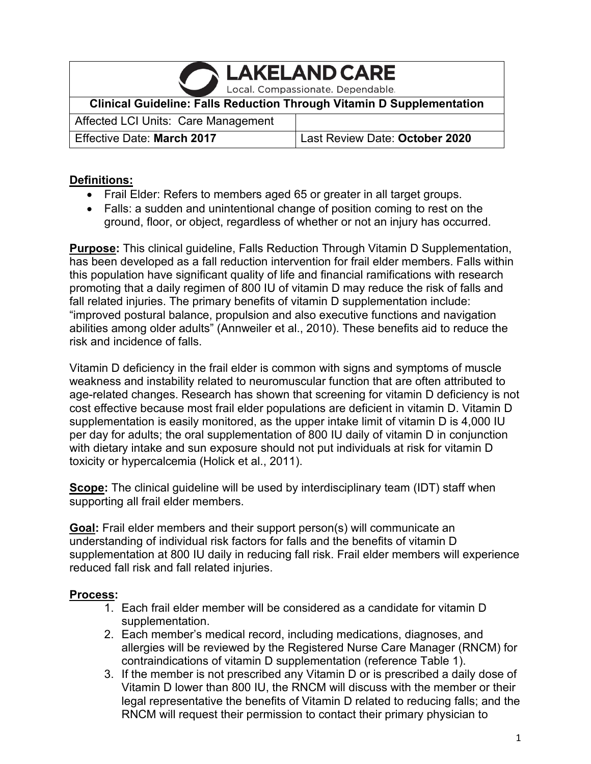| **LAKELAND CARE**<br>Local. Compassionate. Dependable. | |
|---|---|
| **Clinical Guideline: Falls Reduction Through Vitamin D Supplementation** | |
| Affected LCI Units: Care Management | |
| Effective Date: **March 2017** | Last Review Date: **October 2020** |

**Definitions:**

- Frail Elder: Refers to members aged 65 or greater in all target groups.
- Falls: a sudden and unintentional change of position coming to rest on the ground, floor, or object, regardless of whether or not an injury has occurred.

**Purpose:** This clinical guideline, Falls Reduction Through Vitamin D Supplementation, has been developed as a fall reduction intervention for frail elder members. Falls within this population have significant quality of life and financial ramifications with research promoting that a daily regimen of 800 IU of vitamin D may reduce the risk of falls and fall related injuries. The primary benefits of vitamin D supplementation include: "improved postural balance, propulsion and also executive functions and navigation abilities among older adults" (Annweiler et al., 2010). These benefits aid to reduce the risk and incidence of falls.

Vitamin D deficiency in the frail elder is common with signs and symptoms of muscle weakness and instability related to neuromuscular function that are often attributed to age-related changes. Research has shown that screening for vitamin D deficiency is not cost effective because most frail elder populations are deficient in vitamin D. Vitamin D supplementation is easily monitored, as the upper intake limit of vitamin D is 4,000 IU per day for adults; the oral supplementation of 800 IU daily of vitamin D in conjunction with dietary intake and sun exposure should not put individuals at risk for vitamin D toxicity or hypercalcemia (Holick et al., 2011).

**Scope:** The clinical guideline will be used by interdisciplinary team (IDT) staff when supporting all frail elder members.

**Goal:** Frail elder members and their support person(s) will communicate an understanding of individual risk factors for falls and the benefits of vitamin D supplementation at 800 IU daily in reducing fall risk. Frail elder members will experience reduced fall risk and fall related injuries.

**Process:**

1. Each frail elder member will be considered as a candidate for vitamin D supplementation.
2. Each member's medical record, including medications, diagnoses, and allergies will be reviewed by the Registered Nurse Care Manager (RNCM) for contraindications of vitamin D supplementation (reference Table 1).
3. If the member is not prescribed any Vitamin D or is prescribed a daily dose of Vitamin D lower than 800 IU, the RNCM will discuss with the member or their legal representative the benefits of Vitamin D related to reducing falls; and the RNCM will request their permission to contact their primary physician to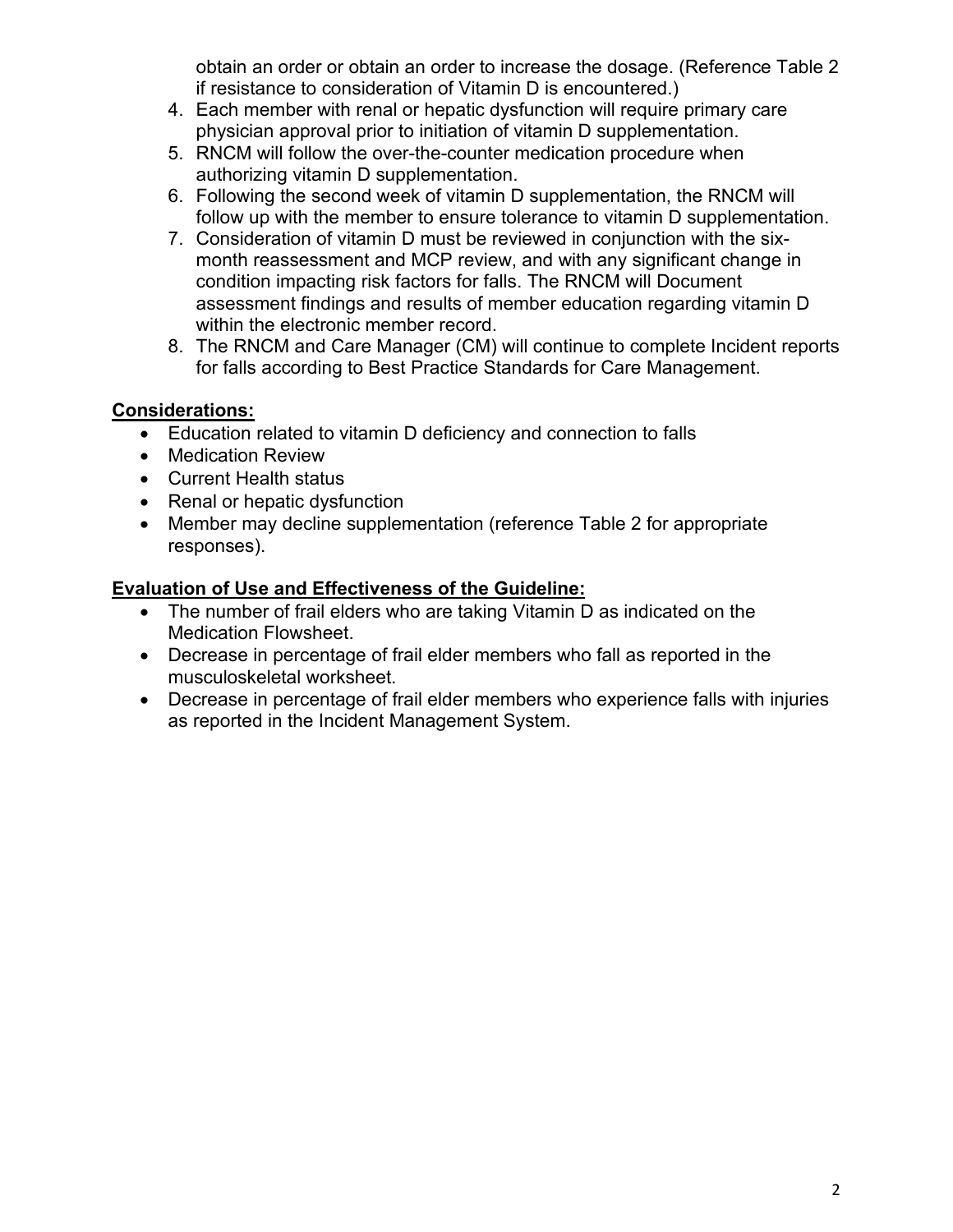obtain an order or obtain an order to increase the dosage. (Reference Table 2 if resistance to consideration of Vitamin D is encountered.)

4. Each member with renal or hepatic dysfunction will require primary care physician approval prior to initiation of vitamin D supplementation.
5. RNCM will follow the over-the-counter medication procedure when authorizing vitamin D supplementation.
6. Following the second week of vitamin D supplementation, the RNCM will follow up with the member to ensure tolerance to vitamin D supplementation.
7. Consideration of vitamin D must be reviewed in conjunction with the six-month reassessment and MCP review, and with any significant change in condition impacting risk factors for falls. The RNCM will Document assessment findings and results of member education regarding vitamin D within the electronic member record.
8. The RNCM and Care Manager (CM) will continue to complete Incident reports for falls according to Best Practice Standards for Care Management.

**Considerations:**

- Education related to vitamin D deficiency and connection to falls
- Medication Review
- Current Health status
- Renal or hepatic dysfunction
- Member may decline supplementation (reference Table 2 for appropriate responses).

**Evaluation of Use and Effectiveness of the Guideline:**

- The number of frail elders who are taking Vitamin D as indicated on the Medication Flowsheet.
- Decrease in percentage of frail elder members who fall as reported in the musculoskeletal worksheet.
- Decrease in percentage of frail elder members who experience falls with injuries as reported in the Incident Management System.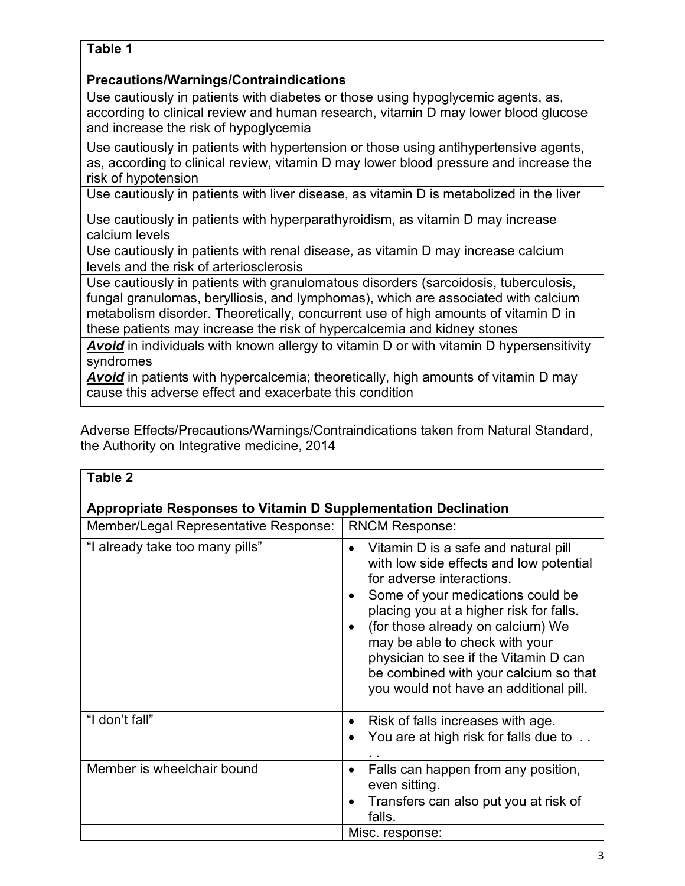| **Table 1**<br><br>**Precautions/Warnings/Contraindications** |
|---|
| Use cautiously in patients with diabetes or those using hypoglycemic agents, as, according to clinical review and human research, vitamin D may lower blood glucose and increase the risk of hypoglycemia |
| Use cautiously in patients with hypertension or those using antihypertensive agents, as, according to clinical review, vitamin D may lower blood pressure and increase the risk of hypotension |
| Use cautiously in patients with liver disease, as vitamin D is metabolized in the liver |
| Use cautiously in patients with hyperparathyroidism, as vitamin D may increase calcium levels |
| Use cautiously in patients with renal disease, as vitamin D may increase calcium levels and the risk of arteriosclerosis |
| Use cautiously in patients with granulomatous disorders (sarcoidosis, tuberculosis, fungal granulomas, berylliosis, and lymphomas), which are associated with calcium metabolism disorder. Theoretically, concurrent use of high amounts of vitamin D in these patients may increase the risk of hypercalcemia and kidney stones |
| ***Avoid*** in individuals with known allergy to vitamin D or with vitamin D hypersensitivity syndromes |
| ***Avoid*** in patients with hypercalcemia; theoretically, high amounts of vitamin D may cause this adverse effect and exacerbate this condition |

Adverse Effects/Precautions/Warnings/Contraindications taken from Natural Standard, the Authority on Integrative medicine, 2014

**Table 2**

**Appropriate Responses to Vitamin D Supplementation Declination**

| Member/Legal Representative Response: | RNCM Response: |
|---|---|
| "I already take too many pills" | • Vitamin D is a safe and natural pill with low side effects and low potential for adverse interactions.<br>• Some of your medications could be placing you at a higher risk for falls.<br>• (for those already on calcium) We may be able to check with your physician to see if the Vitamin D can be combined with your calcium so that you would not have an additional pill. |
| "I don't fall" | • Risk of falls increases with age.<br>• You are at high risk for falls due to . . . . |
| Member is wheelchair bound | • Falls can happen from any position, even sitting.<br>• Transfers can also put you at risk of falls. |
| | Misc. response: |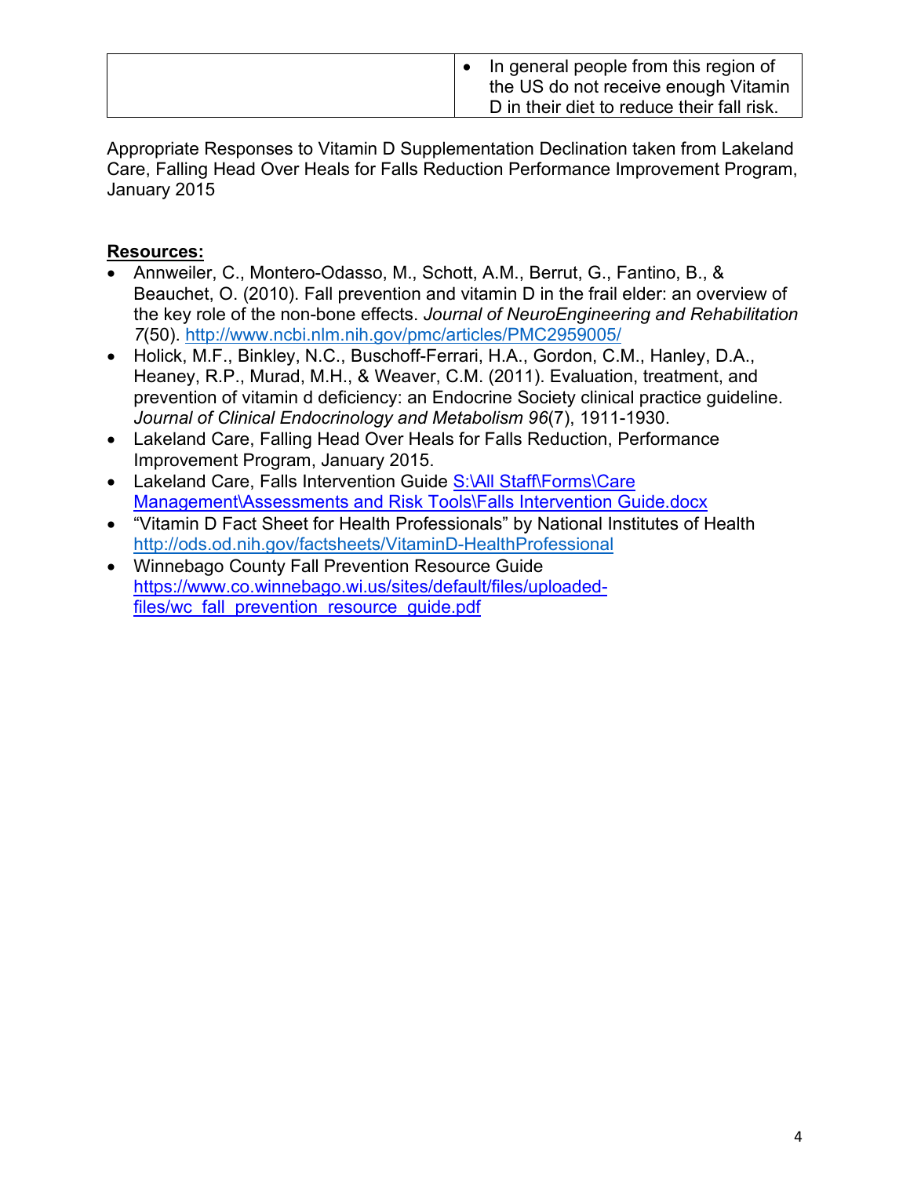| | |
|---|---|
| | • In general people from this region of the US do not receive enough Vitamin D in their diet to reduce their fall risk. |

Appropriate Responses to Vitamin D Supplementation Declination taken from Lakeland Care, Falling Head Over Heals for Falls Reduction Performance Improvement Program, January 2015

**Resources:**

- Annweiler, C., Montero-Odasso, M., Schott, A.M., Berrut, G., Fantino, B., & Beauchet, O. (2010). Fall prevention and vitamin D in the frail elder: an overview of the key role of the non-bone effects. *Journal of NeuroEngineering and Rehabilitation 7*(50). http://www.ncbi.nlm.nih.gov/pmc/articles/PMC2959005/
- Holick, M.F., Binkley, N.C., Buschoff-Ferrari, H.A., Gordon, C.M., Hanley, D.A., Heaney, R.P., Murad, M.H., & Weaver, C.M. (2011). Evaluation, treatment, and prevention of vitamin d deficiency: an Endocrine Society clinical practice guideline. *Journal of Clinical Endocrinology and Metabolism 96*(7), 1911-1930.
- Lakeland Care, Falling Head Over Heals for Falls Reduction, Performance Improvement Program, January 2015.
- Lakeland Care, Falls Intervention Guide S:\All Staff\Forms\Care Management\Assessments and Risk Tools\Falls Intervention Guide.docx
- "Vitamin D Fact Sheet for Health Professionals" by National Institutes of Health http://ods.od.nih.gov/factsheets/VitaminD-HealthProfessional
- Winnebago County Fall Prevention Resource Guide https://www.co.winnebago.wi.us/sites/default/files/uploaded-files/wc_fall_prevention_resource_guide.pdf